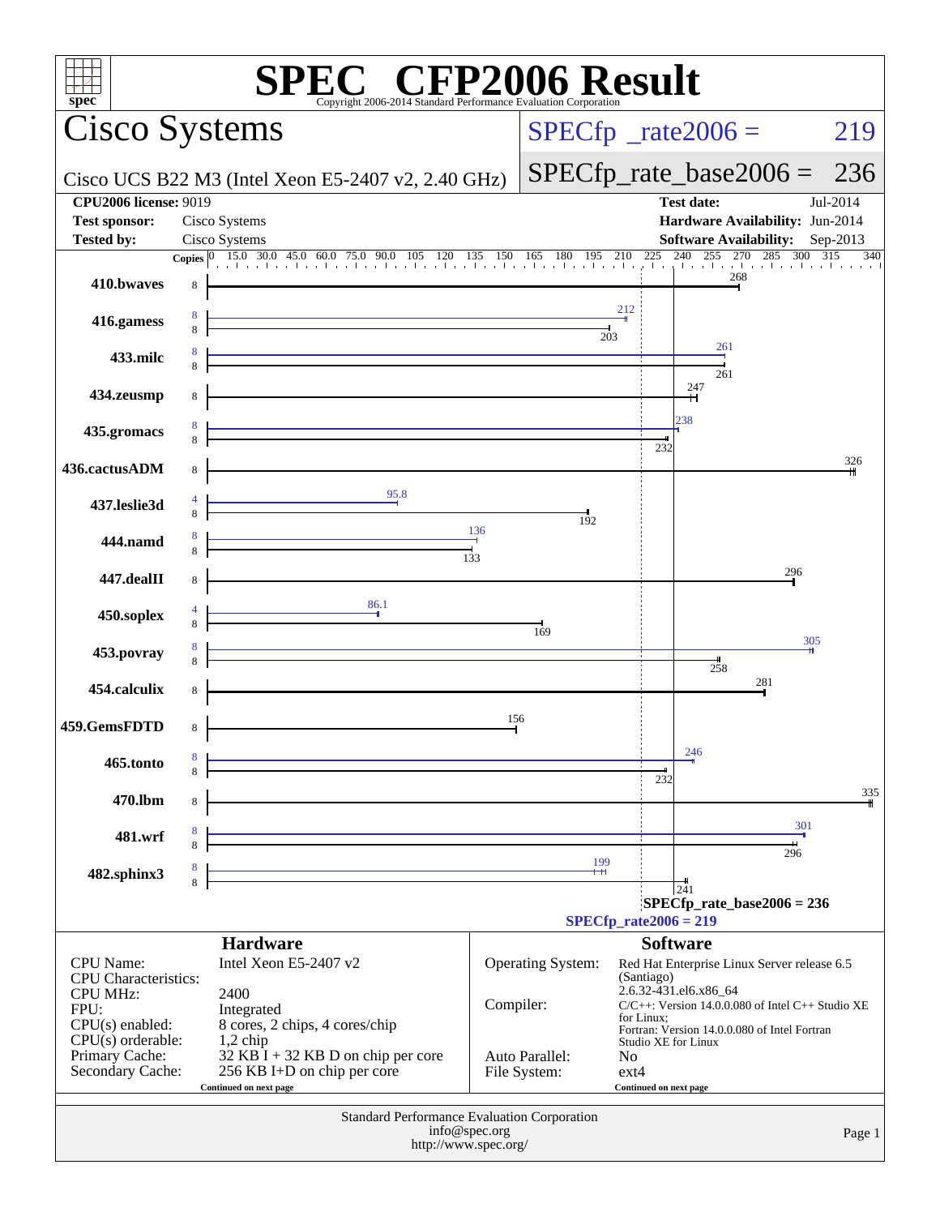# SPEC CFP2006 Result

Copyright 2006-2014 Standard Performance Evaluation Corporation

## Cisco Systems

Cisco UCS B22 M3 (Intel Xeon E5-2407 v2, 2.40 GHz)

SPECfp_rate2006 = 219

SPECfp_rate_base2006 = 236

| | | | |
|---|---|---|---|
| **CPU2006 license:** 9019 | | **Test date:** | Jul-2014 |
| **Test sponsor:** | Cisco Systems | **Hardware Availability:** | Jun-2014 |
| **Tested by:** | Cisco Systems | **Software Availability:** | Sep-2013 |

| Benchmark | Copies (peak) | Peak | Copies (base) | Base |
|---|---|---|---|---|
| 410.bwaves | | | 8 | 268 |
| 416.gamess | 8 | 212 | 8 | 203 |
| 433.milc | 8 | 261 | 8 | 261 |
| 434.zeusmp | | | 8 | 247 |
| 435.gromacs | 8 | 238 | 8 | 232 |
| 436.cactusADM | | | 8 | 326 |
| 437.leslie3d | 4 | 95.8 | 8 | 192 |
| 444.namd | 8 | 136 | 8 | 133 |
| 447.dealII | | | 8 | 296 |
| 450.soplex | 4 | 86.1 | 8 | 169 |
| 453.povray | 8 | 305 | 8 | 258 |
| 454.calculix | | | 8 | 281 |
| 459.GemsFDTD | | | 8 | 156 |
| 465.tonto | 8 | 246 | 8 | 232 |
| 470.lbm | | | 8 | 335 |
| 481.wrf | 8 | 301 | 8 | 296 |
| 482.sphinx3 | 8 | 199 | 8 | 241 |

SPECfp_rate_base2006 = 236

SPECfp_rate2006 = 219

### Hardware

| | |
|---|---|
| CPU Name: | Intel Xeon E5-2407 v2 |
| CPU Characteristics: | |
| CPU MHz: | 2400 |
| FPU: | Integrated |
| CPU(s) enabled: | 8 cores, 2 chips, 4 cores/chip |
| CPU(s) orderable: | 1,2 chip |
| Primary Cache: | 32 KB I + 32 KB D on chip per core |
| Secondary Cache: | 256 KB I+D on chip per core |

Continued on next page

### Software

| | |
|---|---|
| Operating System: | Red Hat Enterprise Linux Server release 6.5 (Santiago) 2.6.32-431.el6.x86_64 |
| Compiler: | C/C++: Version 14.0.0.080 of Intel C++ Studio XE for Linux; Fortran: Version 14.0.0.080 of Intel Fortran Studio XE for Linux |
| Auto Parallel: | No |
| File System: | ext4 |

Continued on next page

Standard Performance Evaluation Corporation
info@spec.org
http://www.spec.org/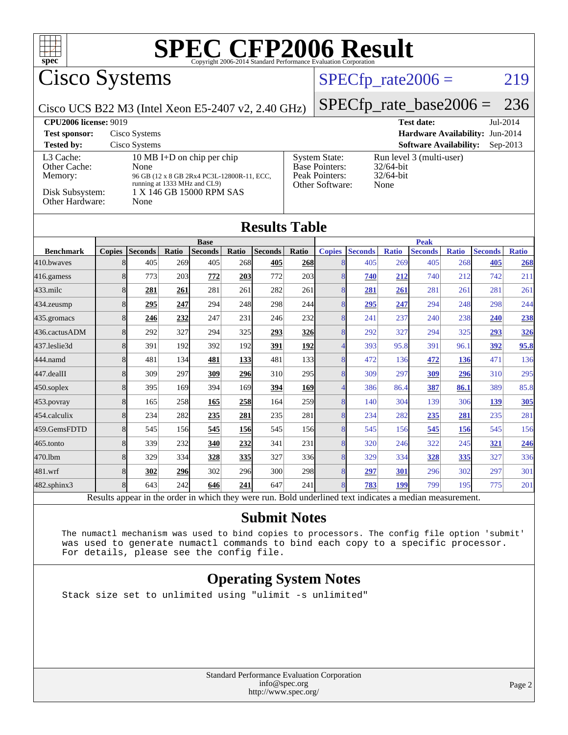# SPEC CFP2006 Result

Copyright 2006-2014 Standard Performance Evaluation Corporation

## Cisco Systems

Cisco UCS B22 M3 (Intel Xeon E5-2407 v2, 2.40 GHz)

SPECfp_rate2006 = 219

SPECfp_rate_base2006 = 236

| | | | |
|---|---|---|---|
| **CPU2006 license:** 9019 | | **Test date:** | Jul-2014 |
| **Test sponsor:** | Cisco Systems | **Hardware Availability:** | Jun-2014 |
| **Tested by:** | Cisco Systems | **Software Availability:** | Sep-2013 |

| | | | |
|---|---|---|---|
| L3 Cache: | 10 MB I+D on chip per chip | System State: | Run level 3 (multi-user) |
| Other Cache: | None | Base Pointers: | 32/64-bit |
| Memory: | 96 GB (12 x 8 GB 2Rx4 PC3L-12800R-11, ECC, running at 1333 MHz and CL9) | Peak Pointers: | 32/64-bit |
| Disk Subsystem: | 1 X 146 GB 15000 RPM SAS | Other Software: | None |
| Other Hardware: | None | | |

## Results Table

| | Base | | | | | | | Peak | | | | | | |
|---|---|---|---|---|---|---|---|---|---|---|---|---|---|---|
| **Benchmark** | **Copies** | **Seconds** | **Ratio** | **Seconds** | **Ratio** | **Seconds** | **Ratio** | **Copies** | **Seconds** | **Ratio** | **Seconds** | **Ratio** | **Seconds** | **Ratio** |
| 410.bwaves | 8 | 405 | 269 | 405 | 268 | **405** | **268** | 8 | 405 | 269 | 405 | 268 | **405** | **268** |
| 416.gamess | 8 | 773 | 203 | **772** | **203** | 772 | 203 | 8 | **740** | **212** | 740 | 212 | 742 | 211 |
| 433.milc | 8 | **281** | **261** | 281 | 261 | 282 | 261 | 8 | **281** | **261** | 281 | 261 | 281 | 261 |
| 434.zeusmp | 8 | **295** | **247** | 294 | 248 | 298 | 244 | 8 | **295** | **247** | 294 | 248 | 298 | 244 |
| 435.gromacs | 8 | **246** | **232** | 247 | 231 | 246 | 232 | 8 | 241 | 237 | 240 | 238 | **240** | **238** |
| 436.cactusADM | 8 | 292 | 327 | 294 | 325 | **293** | **326** | 8 | 292 | 327 | 294 | 325 | **293** | **326** |
| 437.leslie3d | 8 | 391 | 192 | 392 | 192 | **391** | **192** | 4 | 393 | 95.8 | 391 | 96.1 | **392** | **95.8** |
| 444.namd | 8 | 481 | 134 | **481** | **133** | 481 | 133 | 8 | 472 | 136 | **472** | **136** | 471 | 136 |
| 447.dealII | 8 | 309 | 297 | **309** | **296** | 310 | 295 | 8 | 309 | 297 | **309** | **296** | 310 | 295 |
| 450.soplex | 8 | 395 | 169 | 394 | 169 | **394** | **169** | 4 | 386 | 86.4 | **387** | **86.1** | 389 | 85.8 |
| 453.povray | 8 | 165 | 258 | **165** | **258** | 164 | 259 | 8 | 140 | 304 | 139 | 306 | **139** | **305** |
| 454.calculix | 8 | 234 | 282 | **235** | **281** | 235 | 281 | 8 | 234 | 282 | **235** | **281** | 235 | 281 |
| 459.GemsFDTD | 8 | 545 | 156 | **545** | **156** | 545 | 156 | 8 | 545 | 156 | **545** | **156** | 545 | 156 |
| 465.tonto | 8 | 339 | 232 | **340** | **232** | 341 | 231 | 8 | 320 | 246 | 322 | 245 | **321** | **246** |
| 470.lbm | 8 | 329 | 334 | **328** | **335** | 327 | 336 | 8 | 329 | 334 | **328** | **335** | 327 | 336 |
| 481.wrf | 8 | **302** | **296** | 302 | 296 | 300 | 298 | 8 | **297** | **301** | 296 | 302 | 297 | 301 |
| 482.sphinx3 | 8 | 643 | 242 | **646** | **241** | 647 | 241 | 8 | **783** | **199** | 799 | 195 | 775 | 201 |

Results appear in the order in which they were run. Bold underlined text indicates a median measurement.

## Submit Notes

```
The numactl mechanism was used to bind copies to processors. The config file option 'submit'
was used to generate numactl commands to bind each copy to a specific processor.
For details, please see the config file.
```

## Operating System Notes

```
Stack size set to unlimited using "ulimit -s unlimited"
```

Standard Performance Evaluation Corporation
info@spec.org
http://www.spec.org/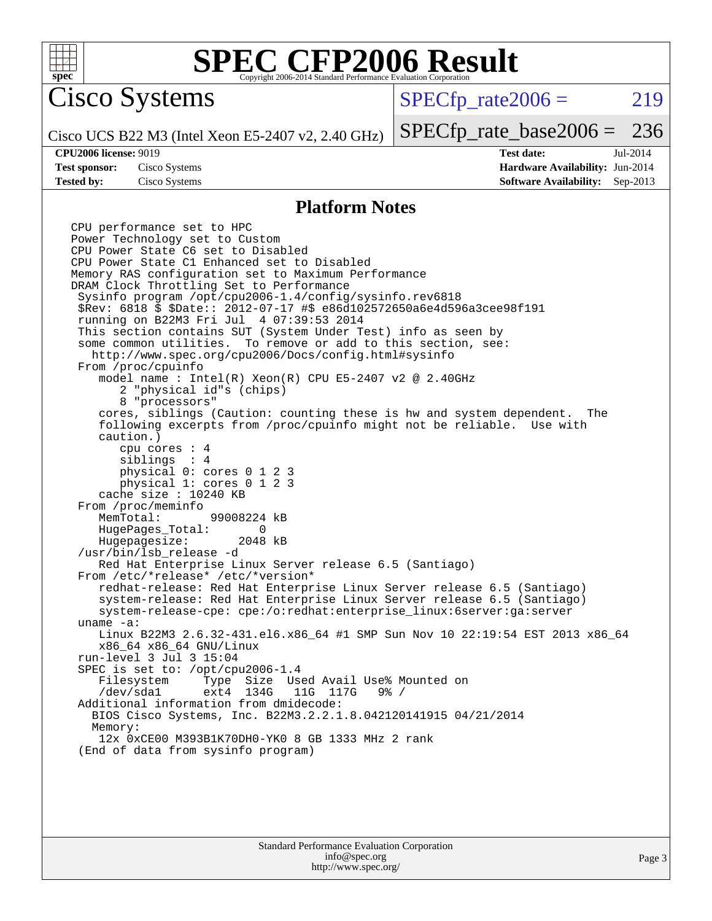# SPEC CFP2006 Result

Copyright 2006-2014 Standard Performance Evaluation Corporation

## Cisco Systems

Cisco UCS B22 M3 (Intel Xeon E5-2407 v2, 2.40 GHz)

SPECfp_rate2006 = 219

SPECfp_rate_base2006 = 236

**CPU2006 license:** 9019
**Test sponsor:** Cisco Systems
**Tested by:** Cisco Systems

**Test date:** Jul-2014
**Hardware Availability:** Jun-2014
**Software Availability:** Sep-2013

## Platform Notes

```
CPU performance set to HPC
Power Technology set to Custom
CPU Power State C6 set to Disabled
CPU Power State C1 Enhanced set to Disabled
Memory RAS configuration set to Maximum Performance
DRAM Clock Throttling Set to Performance
 Sysinfo program /opt/cpu2006-1.4/config/sysinfo.rev6818
 $Rev: 6818 $ $Date:: 2012-07-17 #$ e86d102572650a6e4d596a3cee98f191
 running on B22M3 Fri Jul  4 07:39:53 2014
 This section contains SUT (System Under Test) info as seen by
 some common utilities.  To remove or add to this section, see:
   http://www.spec.org/cpu2006/Docs/config.html#sysinfo
 From /proc/cpuinfo
    model name : Intel(R) Xeon(R) CPU E5-2407 v2 @ 2.40GHz
       2 "physical id"s (chips)
       8 "processors"
    cores, siblings (Caution: counting these is hw and system dependent.  The
    following excerpts from /proc/cpuinfo might not be reliable.  Use with
    caution.)
       cpu cores : 4
       siblings  : 4
       physical 0: cores 0 1 2 3
       physical 1: cores 0 1 2 3
    cache size : 10240 KB
 From /proc/meminfo
    MemTotal:       99008224 kB
    HugePages_Total:       0
    Hugepagesize:       2048 kB
 /usr/bin/lsb_release -d
    Red Hat Enterprise Linux Server release 6.5 (Santiago)
 From /etc/*release* /etc/*version*
    redhat-release: Red Hat Enterprise Linux Server release 6.5 (Santiago)
    system-release: Red Hat Enterprise Linux Server release 6.5 (Santiago)
    system-release-cpe: cpe:/o:redhat:enterprise_linux:6server:ga:server
 uname -a:
    Linux B22M3 2.6.32-431.el6.x86_64 #1 SMP Sun Nov 10 22:19:54 EST 2013 x86_64
    x86_64 x86_64 GNU/Linux
 run-level 3 Jul 3 15:04
 SPEC is set to: /opt/cpu2006-1.4
    Filesystem     Type  Size  Used Avail Use% Mounted on
    /dev/sda1      ext4  134G   11G  117G   9% /
 Additional information from dmidecode:
   BIOS Cisco Systems, Inc. B22M3.2.2.1.8.042120141915 04/21/2014
   Memory:
    12x 0xCE00 M393B1K70DH0-YK0 8 GB 1333 MHz 2 rank
 (End of data from sysinfo program)
```

Standard Performance Evaluation Corporation
info@spec.org
http://www.spec.org/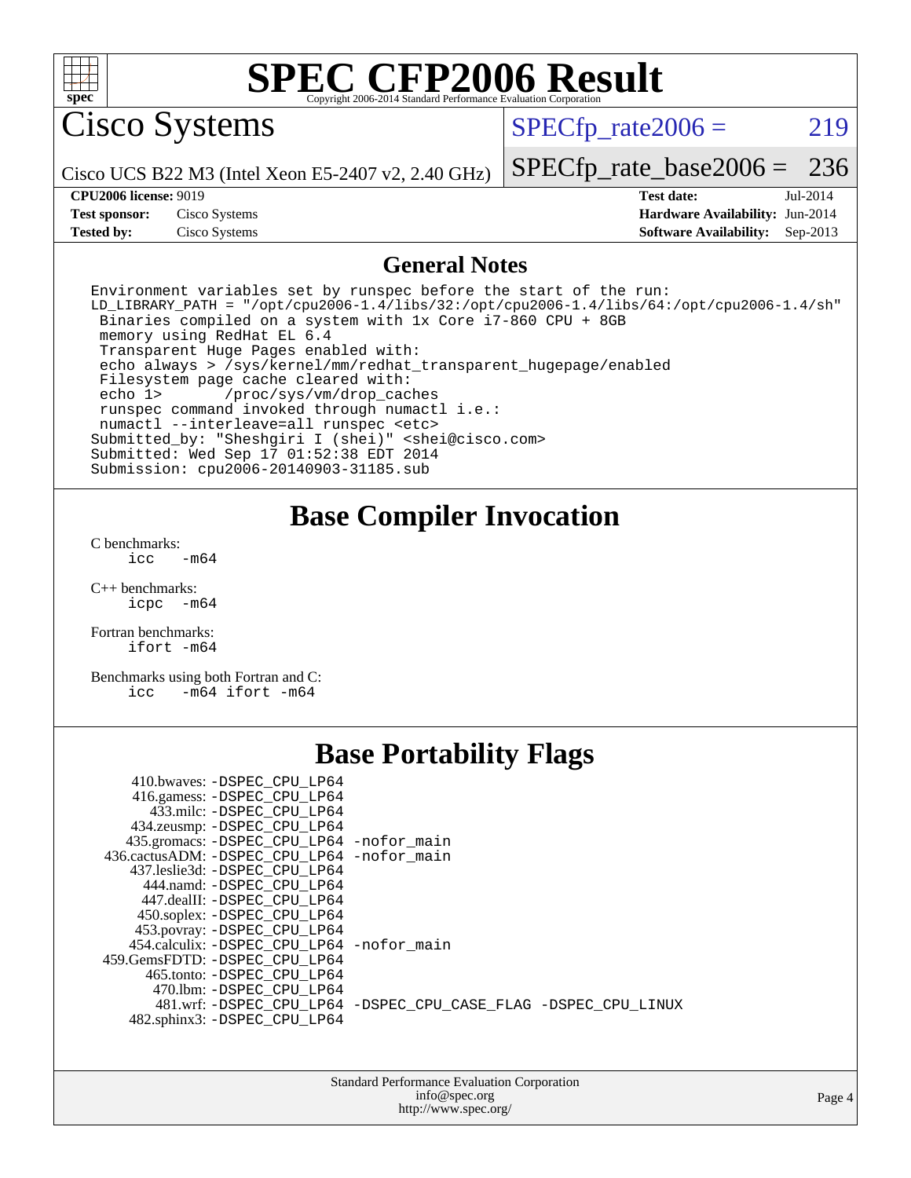# SPEC CFP2006 Result

Copyright 2006-2014 Standard Performance Evaluation Corporation

## Cisco Systems

Cisco UCS B22 M3 (Intel Xeon E5-2407 v2, 2.40 GHz)

SPECfp_rate2006 = 219

SPECfp_rate_base2006 = 236

| | | | |
|---|---|---|---|
| **CPU2006 license:** 9019 | | **Test date:** | Jul-2014 |
| **Test sponsor:** | Cisco Systems | **Hardware Availability:** | Jun-2014 |
| **Tested by:** | Cisco Systems | **Software Availability:** | Sep-2013 |

## General Notes

```
Environment variables set by runspec before the start of the run:
LD_LIBRARY_PATH = "/opt/cpu2006-1.4/libs/32:/opt/cpu2006-1.4/libs/64:/opt/cpu2006-1.4/sh"
 Binaries compiled on a system with 1x Core i7-860 CPU + 8GB
 memory using RedHat EL 6.4
 Transparent Huge Pages enabled with:
 echo always > /sys/kernel/mm/redhat_transparent_hugepage/enabled
 Filesystem page cache cleared with:
 echo 1>       /proc/sys/vm/drop_caches
 runspec command invoked through numactl i.e.:
 numactl --interleave=all runspec <etc>
Submitted_by: "Sheshgiri I (shei)" <shei@cisco.com>
Submitted: Wed Sep 17 01:52:38 EDT 2014
Submission: cpu2006-20140903-31185.sub
```

## Base Compiler Invocation

C benchmarks:
```
icc   -m64
```

C++ benchmarks:
```
icpc  -m64
```

Fortran benchmarks:
```
ifort -m64
```

Benchmarks using both Fortran and C:
```
icc   -m64 ifort -m64
```

## Base Portability Flags

```
     410.bwaves: -DSPEC_CPU_LP64
     416.gamess: -DSPEC_CPU_LP64
       433.milc: -DSPEC_CPU_LP64
     434.zeusmp: -DSPEC_CPU_LP64
    435.gromacs: -DSPEC_CPU_LP64 -nofor_main
 436.cactusADM: -DSPEC_CPU_LP64 -nofor_main
   437.leslie3d: -DSPEC_CPU_LP64
       444.namd: -DSPEC_CPU_LP64
     447.dealII: -DSPEC_CPU_LP64
     450.soplex: -DSPEC_CPU_LP64
     453.povray: -DSPEC_CPU_LP64
   454.calculix: -DSPEC_CPU_LP64 -nofor_main
 459.GemsFDTD: -DSPEC_CPU_LP64
      465.tonto: -DSPEC_CPU_LP64
        470.lbm: -DSPEC_CPU_LP64
        481.wrf: -DSPEC_CPU_LP64 -DSPEC_CPU_CASE_FLAG -DSPEC_CPU_LINUX
    482.sphinx3: -DSPEC_CPU_LP64
```

Standard Performance Evaluation Corporation
info@spec.org
http://www.spec.org/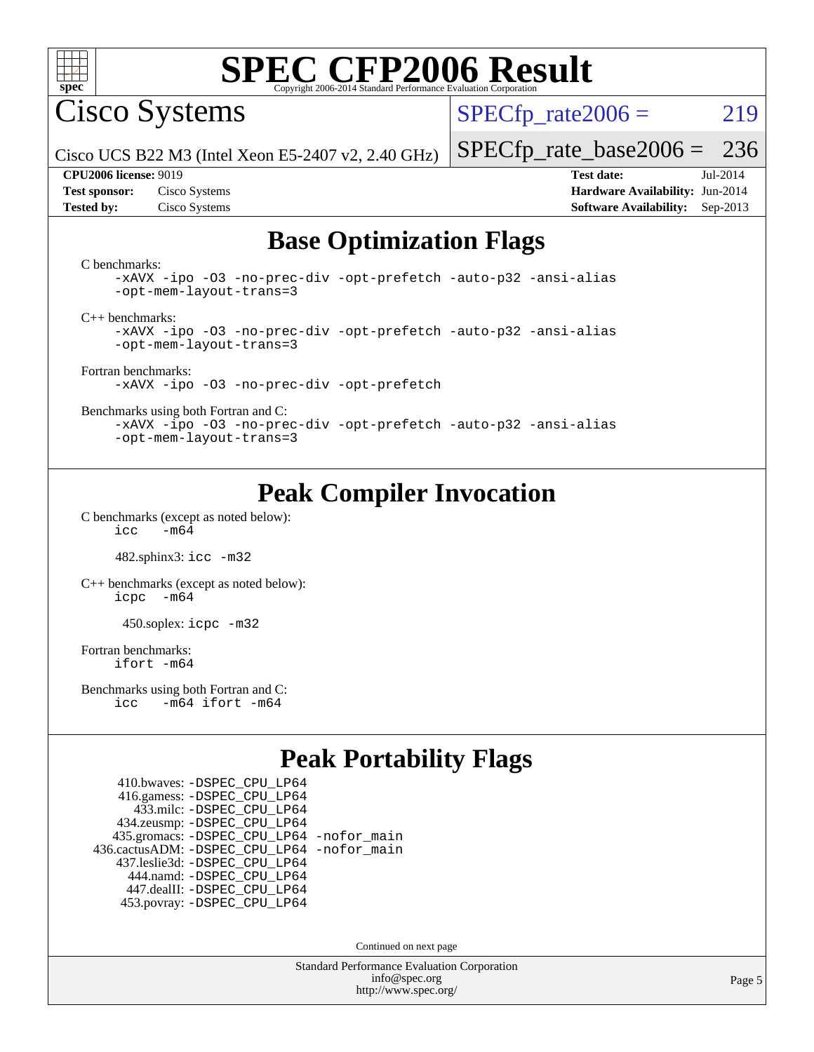# SPEC CFP2006 Result

Copyright 2006-2014 Standard Performance Evaluation Corporation

**Cisco Systems**

Cisco UCS B22 M3 (Intel Xeon E5-2407 v2, 2.40 GHz)

SPECfp_rate2006 = 219

SPECfp_rate_base2006 = 236

| | | | |
|---|---|---|---|
| **CPU2006 license:** 9019 | | **Test date:** | Jul-2014 |
| **Test sponsor:** | Cisco Systems | **Hardware Availability:** | Jun-2014 |
| **Tested by:** | Cisco Systems | **Software Availability:** | Sep-2013 |

## Base Optimization Flags

C benchmarks:

```
-xAVX -ipo -O3 -no-prec-div -opt-prefetch -auto-p32 -ansi-alias
-opt-mem-layout-trans=3
```

C++ benchmarks:

```
-xAVX -ipo -O3 -no-prec-div -opt-prefetch -auto-p32 -ansi-alias
-opt-mem-layout-trans=3
```

Fortran benchmarks:

```
-xAVX -ipo -O3 -no-prec-div -opt-prefetch
```

Benchmarks using both Fortran and C:

```
-xAVX -ipo -O3 -no-prec-div -opt-prefetch -auto-p32 -ansi-alias
-opt-mem-layout-trans=3
```

## Peak Compiler Invocation

C benchmarks (except as noted below):

```
icc   -m64
```

482.sphinx3: `icc -m32`

C++ benchmarks (except as noted below):

```
icpc  -m64
```

450.soplex: `icpc -m32`

Fortran benchmarks:

```
ifort -m64
```

Benchmarks using both Fortran and C:

```
icc   -m64 ifort -m64
```

## Peak Portability Flags

410.bwaves: -DSPEC_CPU_LP64
416.gamess: -DSPEC_CPU_LP64
433.milc: -DSPEC_CPU_LP64
434.zeusmp: -DSPEC_CPU_LP64
435.gromacs: -DSPEC_CPU_LP64 -nofor_main
436.cactusADM: -DSPEC_CPU_LP64 -nofor_main
437.leslie3d: -DSPEC_CPU_LP64
444.namd: -DSPEC_CPU_LP64
447.dealII: -DSPEC_CPU_LP64
453.povray: -DSPEC_CPU_LP64

Continued on next page

Standard Performance Evaluation Corporation
info@spec.org
http://www.spec.org/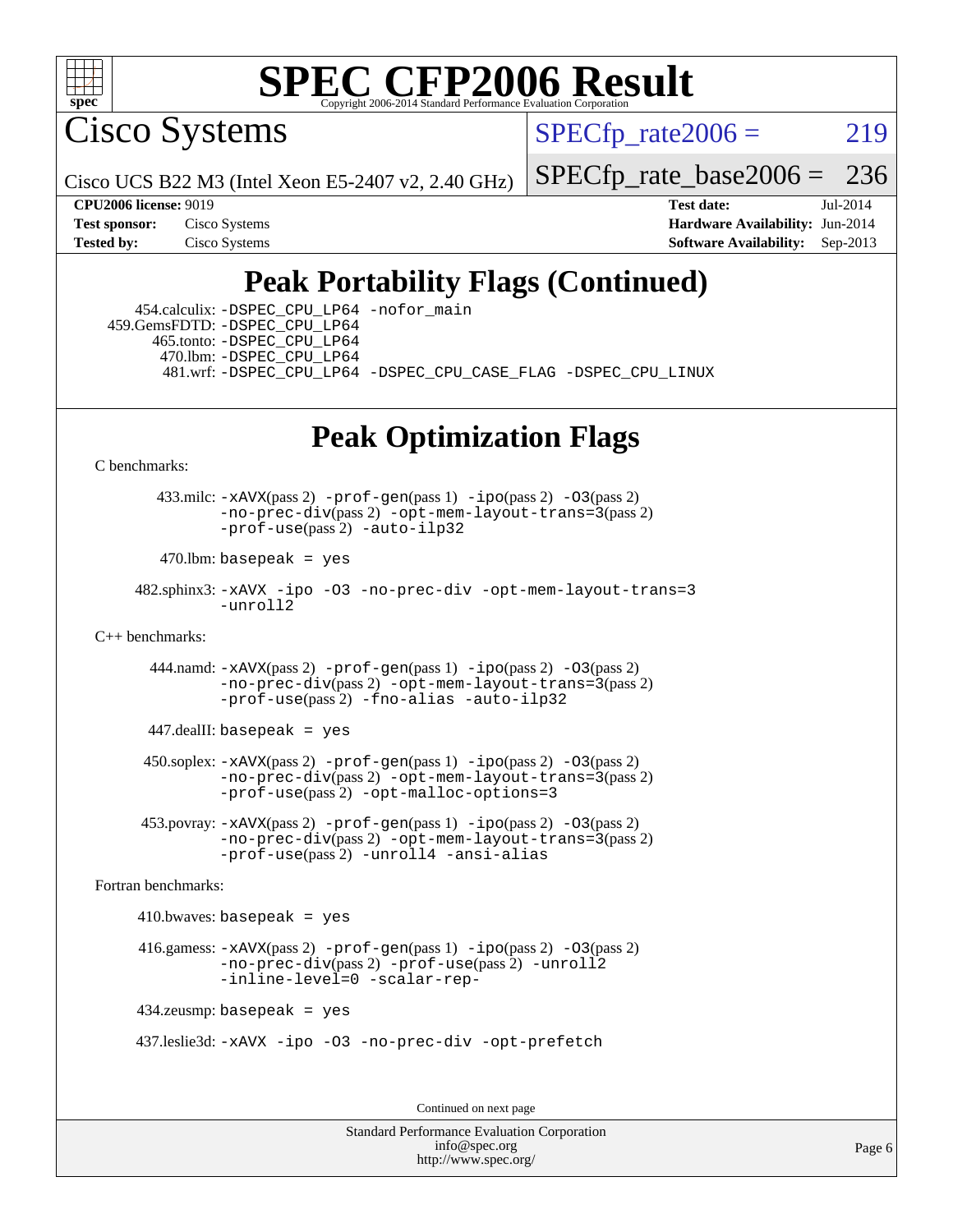# SPEC CFP2006 Result

Copyright 2006-2014 Standard Performance Evaluation Corporation

## Cisco Systems

Cisco UCS B22 M3 (Intel Xeon E5-2407 v2, 2.40 GHz)

SPECfp_rate2006 = 219

SPECfp_rate_base2006 = 236

**CPU2006 license:** 9019
**Test sponsor:** Cisco Systems
**Tested by:** Cisco Systems

**Test date:** Jul-2014
**Hardware Availability:** Jun-2014
**Software Availability:** Sep-2013

## Peak Portability Flags (Continued)

454.calculix: -DSPEC_CPU_LP64 -nofor_main
459.GemsFDTD: -DSPEC_CPU_LP64
465.tonto: -DSPEC_CPU_LP64
470.lbm: -DSPEC_CPU_LP64
481.wrf: -DSPEC_CPU_LP64 -DSPEC_CPU_CASE_FLAG -DSPEC_CPU_LINUX

## Peak Optimization Flags

C benchmarks:

433.milc: -xAVX(pass 2) -prof-gen(pass 1) -ipo(pass 2) -O3(pass 2) -no-prec-div(pass 2) -opt-mem-layout-trans=3(pass 2) -prof-use(pass 2) -auto-ilp32

470.lbm: basepeak = yes

482.sphinx3: -xAVX -ipo -O3 -no-prec-div -opt-mem-layout-trans=3 -unroll2

C++ benchmarks:

444.namd: -xAVX(pass 2) -prof-gen(pass 1) -ipo(pass 2) -O3(pass 2) -no-prec-div(pass 2) -opt-mem-layout-trans=3(pass 2) -prof-use(pass 2) -fno-alias -auto-ilp32

447.dealII: basepeak = yes

450.soplex: -xAVX(pass 2) -prof-gen(pass 1) -ipo(pass 2) -O3(pass 2) -no-prec-div(pass 2) -opt-mem-layout-trans=3(pass 2) -prof-use(pass 2) -opt-malloc-options=3

453.povray: -xAVX(pass 2) -prof-gen(pass 1) -ipo(pass 2) -O3(pass 2) -no-prec-div(pass 2) -opt-mem-layout-trans=3(pass 2) -prof-use(pass 2) -unroll4 -ansi-alias

Fortran benchmarks:

410.bwaves: basepeak = yes

416.gamess: -xAVX(pass 2) -prof-gen(pass 1) -ipo(pass 2) -O3(pass 2) -no-prec-div(pass 2) -prof-use(pass 2) -unroll2 -inline-level=0 -scalar-rep-

434.zeusmp: basepeak = yes

437.leslie3d: -xAVX -ipo -O3 -no-prec-div -opt-prefetch

Continued on next page

Standard Performance Evaluation Corporation
info@spec.org
http://www.spec.org/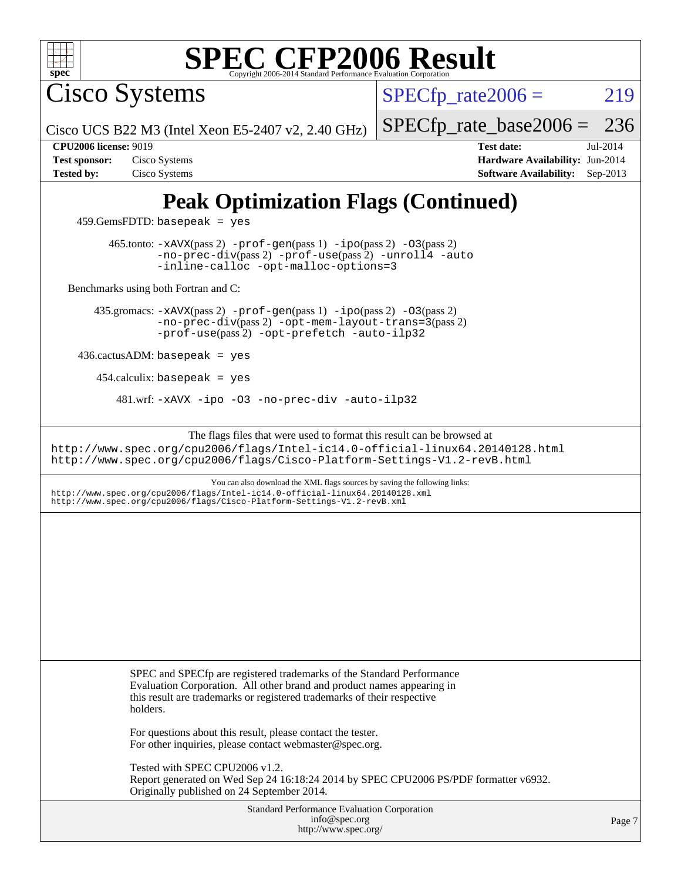# Peak Optimization Flags (Continued)

459.GemsFDTD: basepeak = yes

465.tonto: -xAVX(pass 2) -prof-gen(pass 1) -ipo(pass 2) -O3(pass 2) -no-prec-div(pass 2) -prof-use(pass 2) -unroll4 -auto -inline-calloc -opt-malloc-options=3

Benchmarks using both Fortran and C:

435.gromacs: -xAVX(pass 2) -prof-gen(pass 1) -ipo(pass 2) -O3(pass 2) -no-prec-div(pass 2) -opt-mem-layout-trans=3(pass 2) -prof-use(pass 2) -opt-prefetch -auto-ilp32

436.cactusADM: basepeak = yes

454.calculix: basepeak = yes

481.wrf: -xAVX -ipo -O3 -no-prec-div -auto-ilp32

The flags files that were used to format this result can be browsed at
http://www.spec.org/cpu2006/flags/Intel-ic14.0-official-linux64.20140128.html
http://www.spec.org/cpu2006/flags/Cisco-Platform-Settings-V1.2-revB.html

You can also download the XML flags sources by saving the following links:
http://www.spec.org/cpu2006/flags/Intel-ic14.0-official-linux64.20140128.xml
http://www.spec.org/cpu2006/flags/Cisco-Platform-Settings-V1.2-revB.xml

SPEC and SPECfp are registered trademarks of the Standard Performance Evaluation Corporation. All other brand and product names appearing in this result are trademarks or registered trademarks of their respective holders.

For questions about this result, please contact the tester.
For other inquiries, please contact webmaster@spec.org.

Tested with SPEC CPU2006 v1.2.
Report generated on Wed Sep 24 16:18:24 2014 by SPEC CPU2006 PS/PDF formatter v6932.
Originally published on 24 September 2014.